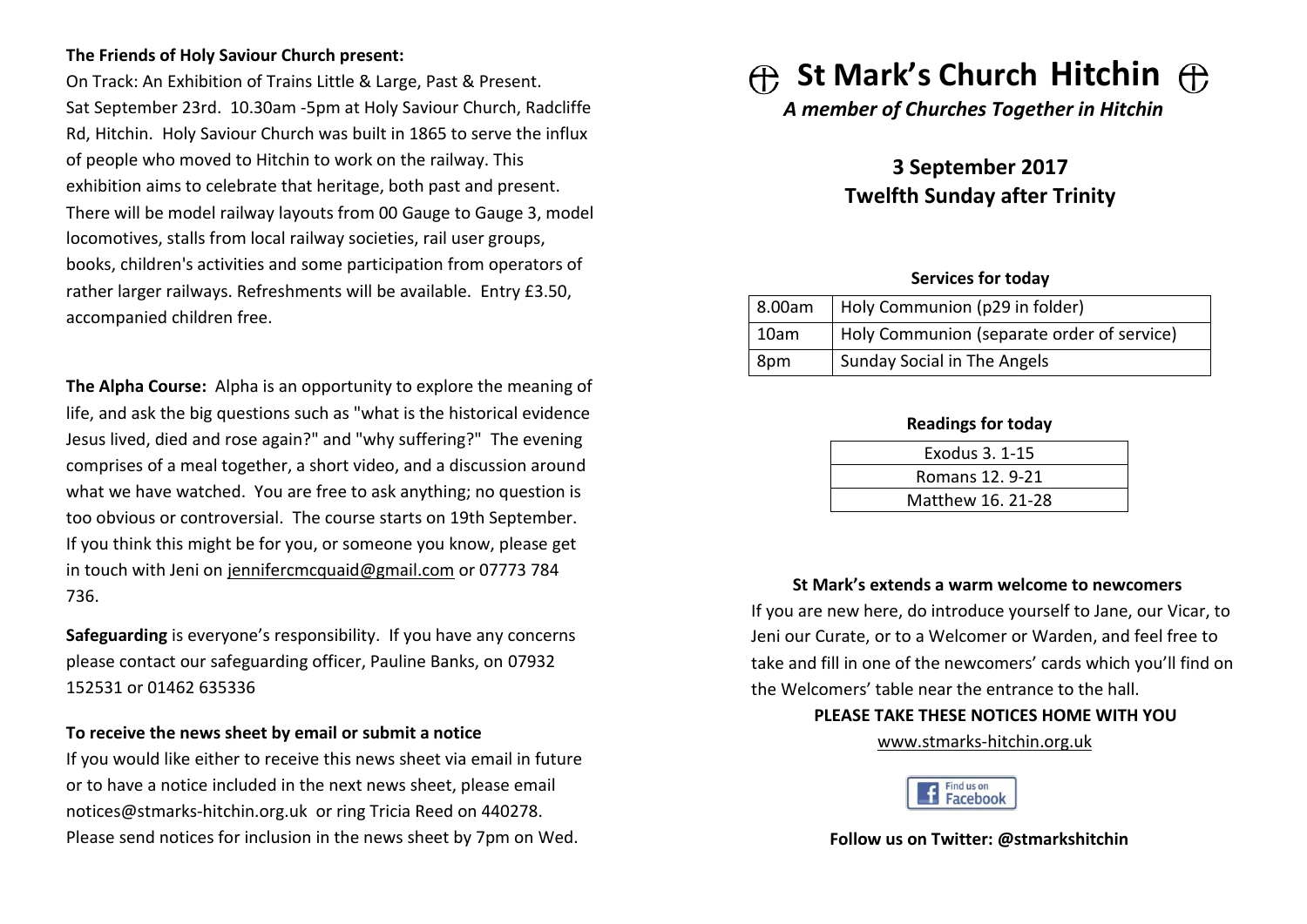**The Friends of Holy Saviour Church present:**

On Track: An Exhibition of Trains Little & Large, Past & Present. Sat September 23rd. 10.30am -5pm at Holy Saviour Church, Radcliffe Rd, Hitchin. Holy Saviour Church was built in 1865 to serve the influx of people who moved to Hitchin to work on the railway. This exhibition aims to celebrate that heritage, both past and present. There will be model railway layouts from 00 Gauge to Gauge 3, model locomotives, stalls from local railway societies, rail user groups, books, children's activities and some participation from operators of rather larger railways. Refreshments will be available. Entry £3.50, accompanied children free.

**The Alpha Course:** Alpha is an opportunity to explore the meaning of life, and ask the big questions such as "what is the historical evidence Jesus lived, died and rose again?" and "why suffering?" The evening comprises of a meal together, a short video, and a discussion around what we have watched. You are free to ask anything; no question is too obvious or controversial. The course starts on 19th September. If you think this might be for you, or someone you know, please get in touch with Jeni on jennifercmcquaid@gmail.com or 07773 784 736.

**Safeguarding** is everyone's responsibility. If you have any concerns please contact our safeguarding officer, Pauline Banks, on 07932 152531 or 01462 635336

**To receive the news sheet by email or submit a notice**

If you would like either to receive this news sheet via email in future or to have a notice included in the next news sheet, please email notices@stmarks-hitchin.org.uk or ring Tricia Reed on 440278. Please send notices for inclusion in the news sheet by 7pm on Wed.

# St Mark's Church Hitchin

***A member of Churches Together in Hitchin***

## 3 September 2017
## Twelfth Sunday after Trinity

**Services for today**

| | |
|---|---|
| 8.00am | Holy Communion (p29 in folder) |
| 10am | Holy Communion (separate order of service) |
| 8pm | Sunday Social in The Angels |

**Readings for today**

| |
|---|
| Exodus 3. 1-15 |
| Romans 12. 9-21 |
| Matthew 16. 21-28 |

**St Mark's extends a warm welcome to newcomers**

If you are new here, do introduce yourself to Jane, our Vicar, to Jeni our Curate, or to a Welcomer or Warden, and feel free to take and fill in one of the newcomers' cards which you'll find on the Welcomers' table near the entrance to the hall.

**PLEASE TAKE THESE NOTICES HOME WITH YOU**

www.stmarks-hitchin.org.uk

Find us on Facebook

**Follow us on Twitter: @stmarkshitchin**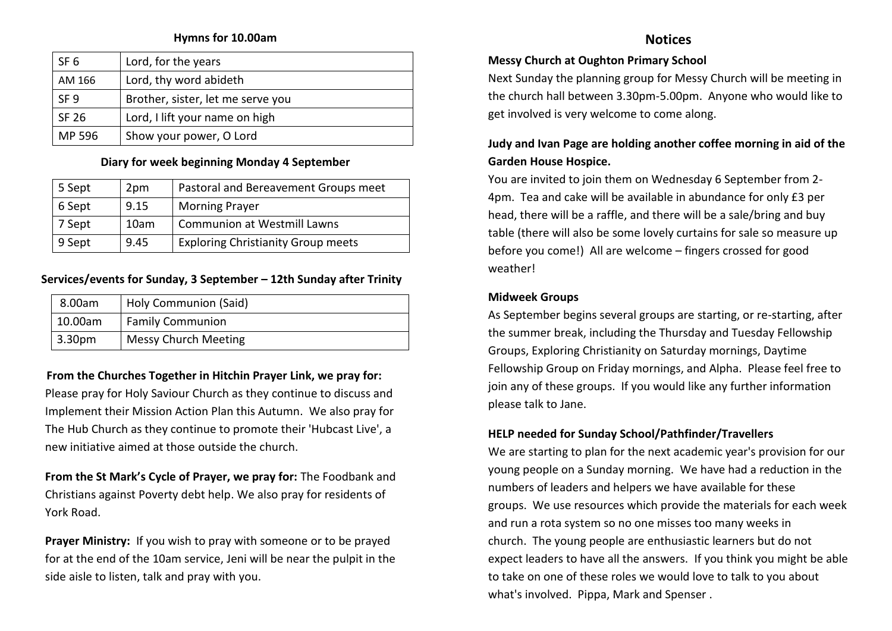**Hymns for 10.00am**

| | |
|---|---|
| SF 6 | Lord, for the years |
| AM 166 | Lord, thy word abideth |
| SF 9 | Brother, sister, let me serve you |
| SF 26 | Lord, I lift your name on high |
| MP 596 | Show your power, O Lord |

**Diary for week beginning Monday 4 September**

| | | |
|---|---|---|
| 5 Sept | 2pm | Pastoral and Bereavement Groups meet |
| 6 Sept | 9.15 | Morning Prayer |
| 7 Sept | 10am | Communion at Westmill Lawns |
| 9 Sept | 9.45 | Exploring Christianity Group meets |

**Services/events for Sunday, 3 September – 12th Sunday after Trinity**

| | |
|---|---|
| 8.00am | Holy Communion (Said) |
| 10.00am | Family Communion |
| 3.30pm | Messy Church Meeting |

**From the Churches Together in Hitchin Prayer Link, we pray for:** Please pray for Holy Saviour Church as they continue to discuss and Implement their Mission Action Plan this Autumn. We also pray for The Hub Church as they continue to promote their 'Hubcast Live', a new initiative aimed at those outside the church.

**From the St Mark's Cycle of Prayer, we pray for:** The Foodbank and Christians against Poverty debt help. We also pray for residents of York Road.

**Prayer Ministry:** If you wish to pray with someone or to be prayed for at the end of the 10am service, Jeni will be near the pulpit in the side aisle to listen, talk and pray with you.

## Notices

**Messy Church at Oughton Primary School**

Next Sunday the planning group for Messy Church will be meeting in the church hall between 3.30pm-5.00pm. Anyone who would like to get involved is very welcome to come along.

**Judy and Ivan Page are holding another coffee morning in aid of the Garden House Hospice.**

You are invited to join them on Wednesday 6 September from 2-4pm. Tea and cake will be available in abundance for only £3 per head, there will be a raffle, and there will be a sale/bring and buy table (there will also be some lovely curtains for sale so measure up before you come!) All are welcome – fingers crossed for good weather!

**Midweek Groups**

As September begins several groups are starting, or re-starting, after the summer break, including the Thursday and Tuesday Fellowship Groups, Exploring Christianity on Saturday mornings, Daytime Fellowship Group on Friday mornings, and Alpha. Please feel free to join any of these groups. If you would like any further information please talk to Jane.

**HELP needed for Sunday School/Pathfinder/Travellers**

We are starting to plan for the next academic year's provision for our young people on a Sunday morning. We have had a reduction in the numbers of leaders and helpers we have available for these groups. We use resources which provide the materials for each week and run a rota system so no one misses too many weeks in church. The young people are enthusiastic learners but do not expect leaders to have all the answers. If you think you might be able to take on one of these roles we would love to talk to you about what's involved. Pippa, Mark and Spenser .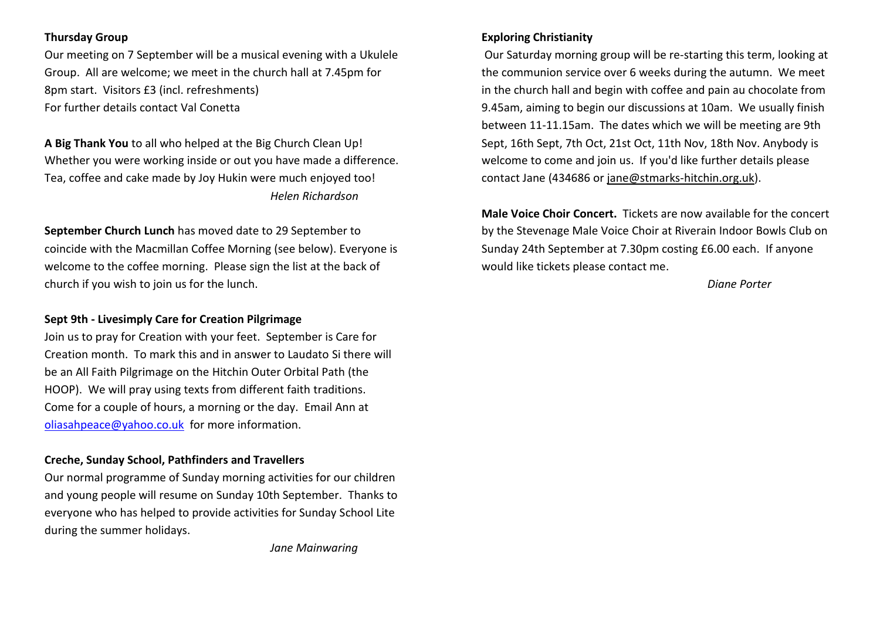**Thursday Group**

Our meeting on 7 September will be a musical evening with a Ukulele Group. All are welcome; we meet in the church hall at 7.45pm for 8pm start. Visitors £3 (incl. refreshments)
For further details contact Val Conetta

**A Big Thank You** to all who helped at the Big Church Clean Up! Whether you were working inside or out you have made a difference. Tea, coffee and cake made by Joy Hukin were much enjoyed too!

*Helen Richardson*

**September Church Lunch** has moved date to 29 September to coincide with the Macmillan Coffee Morning (see below). Everyone is welcome to the coffee morning. Please sign the list at the back of church if you wish to join us for the lunch.

**Sept 9th - Livesimply Care for Creation Pilgrimage**

Join us to pray for Creation with your feet. September is Care for Creation month. To mark this and in answer to Laudato Si there will be an All Faith Pilgrimage on the Hitchin Outer Orbital Path (the HOOP). We will pray using texts from different faith traditions. Come for a couple of hours, a morning or the day. Email Ann at oliasahpeace@yahoo.co.uk for more information.

**Creche, Sunday School, Pathfinders and Travellers**

Our normal programme of Sunday morning activities for our children and young people will resume on Sunday 10th September. Thanks to everyone who has helped to provide activities for Sunday School Lite during the summer holidays.

*Jane Mainwaring*

**Exploring Christianity**

Our Saturday morning group will be re-starting this term, looking at the communion service over 6 weeks during the autumn. We meet in the church hall and begin with coffee and pain au chocolate from 9.45am, aiming to begin our discussions at 10am. We usually finish between 11-11.15am. The dates which we will be meeting are 9th Sept, 16th Sept, 7th Oct, 21st Oct, 11th Nov, 18th Nov. Anybody is welcome to come and join us. If you'd like further details please contact Jane (434686 or jane@stmarks-hitchin.org.uk).

**Male Voice Choir Concert.** Tickets are now available for the concert by the Stevenage Male Voice Choir at Riverain Indoor Bowls Club on Sunday 24th September at 7.30pm costing £6.00 each. If anyone would like tickets please contact me.

*Diane Porter*